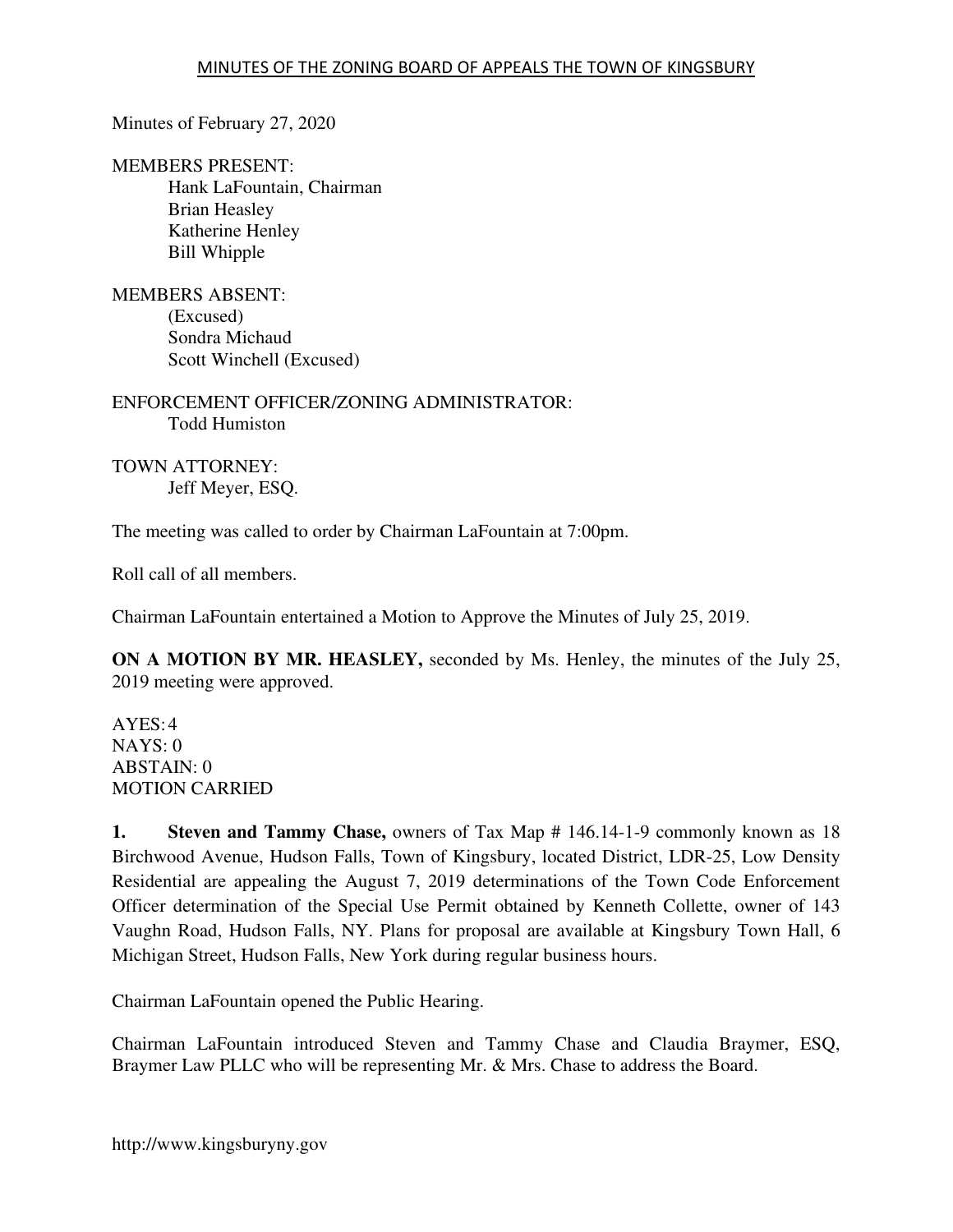# MINUTES OF THE ZONING BOARD OF APPEALS THE TOWN OF KINGSBURY

Minutes of February 27, 2020

MEMBERS PRESENT:
- Hank LaFountain, Chairman
- Brian Heasley
- Katherine Henley
- Bill Whipple

MEMBERS ABSENT:
- (Excused)
- Sondra Michaud
- Scott Winchell (Excused)

ENFORCEMENT OFFICER/ZONING ADMINISTRATOR:
- Todd Humiston

TOWN ATTORNEY:
- Jeff Meyer, ESQ.

The meeting was called to order by Chairman LaFountain at 7:00pm.

Roll call of all members.

Chairman LaFountain entertained a Motion to Approve the Minutes of July 25, 2019.

**ON A MOTION BY MR. HEASLEY,** seconded by Ms. Henley, the minutes of the July 25, 2019 meeting were approved.

AYES: 4
NAYS: 0
ABSTAIN: 0
MOTION CARRIED

**1. Steven and Tammy Chase,** owners of Tax Map # 146.14-1-9 commonly known as 18 Birchwood Avenue, Hudson Falls, Town of Kingsbury, located District, LDR-25, Low Density Residential are appealing the August 7, 2019 determinations of the Town Code Enforcement Officer determination of the Special Use Permit obtained by Kenneth Collette, owner of 143 Vaughn Road, Hudson Falls, NY. Plans for proposal are available at Kingsbury Town Hall, 6 Michigan Street, Hudson Falls, New York during regular business hours.

Chairman LaFountain opened the Public Hearing.

Chairman LaFountain introduced Steven and Tammy Chase and Claudia Braymer, ESQ, Braymer Law PLLC who will be representing Mr. & Mrs. Chase to address the Board.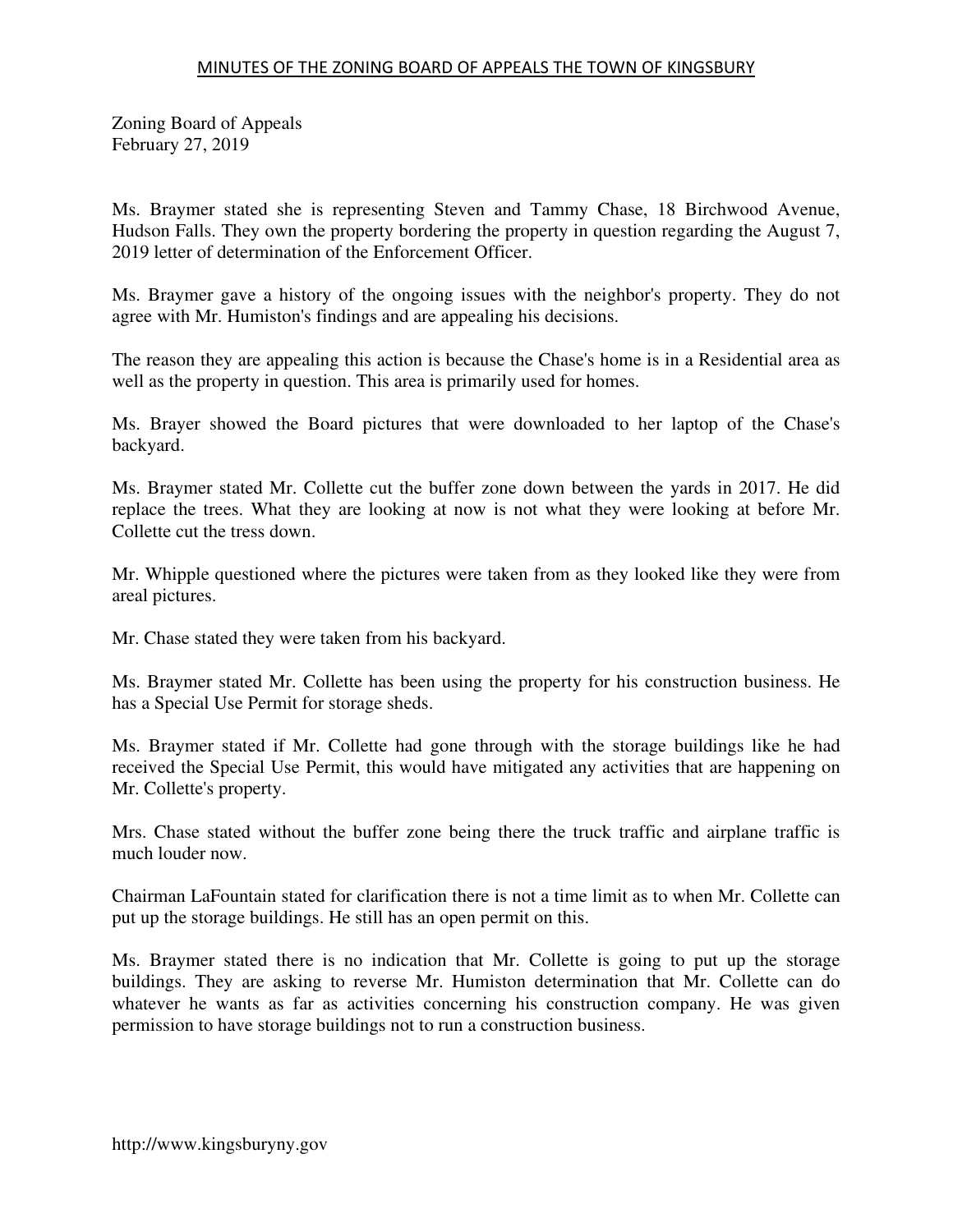Zoning Board of Appeals
February 27, 2019

Ms. Braymer stated she is representing Steven and Tammy Chase, 18 Birchwood Avenue, Hudson Falls. They own the property bordering the property in question regarding the August 7, 2019 letter of determination of the Enforcement Officer.

Ms. Braymer gave a history of the ongoing issues with the neighbor's property. They do not agree with Mr. Humiston's findings and are appealing his decisions.

The reason they are appealing this action is because the Chase's home is in a Residential area as well as the property in question. This area is primarily used for homes.

Ms. Brayer showed the Board pictures that were downloaded to her laptop of the Chase's backyard.

Ms. Braymer stated Mr. Collette cut the buffer zone down between the yards in 2017. He did replace the trees. What they are looking at now is not what they were looking at before Mr. Collette cut the tress down.

Mr. Whipple questioned where the pictures were taken from as they looked like they were from areal pictures.

Mr. Chase stated they were taken from his backyard.

Ms. Braymer stated Mr. Collette has been using the property for his construction business. He has a Special Use Permit for storage sheds.

Ms. Braymer stated if Mr. Collette had gone through with the storage buildings like he had received the Special Use Permit, this would have mitigated any activities that are happening on Mr. Collette's property.

Mrs. Chase stated without the buffer zone being there the truck traffic and airplane traffic is much louder now.

Chairman LaFountain stated for clarification there is not a time limit as to when Mr. Collette can put up the storage buildings. He still has an open permit on this.

Ms. Braymer stated there is no indication that Mr. Collette is going to put up the storage buildings. They are asking to reverse Mr. Humiston determination that Mr. Collette can do whatever he wants as far as activities concerning his construction company. He was given permission to have storage buildings not to run a construction business.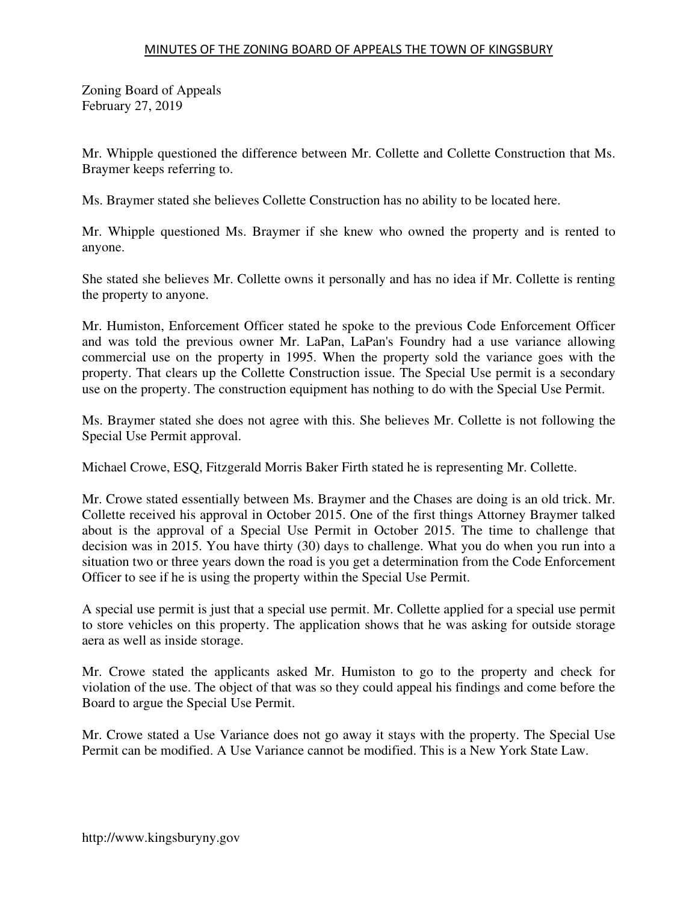Zoning Board of Appeals
February 27, 2019

Mr. Whipple questioned the difference between Mr. Collette and Collette Construction that Ms. Braymer keeps referring to.

Ms. Braymer stated she believes Collette Construction has no ability to be located here.

Mr. Whipple questioned Ms. Braymer if she knew who owned the property and is rented to anyone.

She stated she believes Mr. Collette owns it personally and has no idea if Mr. Collette is renting the property to anyone.

Mr. Humiston, Enforcement Officer stated he spoke to the previous Code Enforcement Officer and was told the previous owner Mr. LaPan, LaPan's Foundry had a use variance allowing commercial use on the property in 1995. When the property sold the variance goes with the property. That clears up the Collette Construction issue. The Special Use permit is a secondary use on the property. The construction equipment has nothing to do with the Special Use Permit.

Ms. Braymer stated she does not agree with this. She believes Mr. Collette is not following the Special Use Permit approval.

Michael Crowe, ESQ, Fitzgerald Morris Baker Firth stated he is representing Mr. Collette.

Mr. Crowe stated essentially between Ms. Braymer and the Chases are doing is an old trick. Mr. Collette received his approval in October 2015. One of the first things Attorney Braymer talked about is the approval of a Special Use Permit in October 2015. The time to challenge that decision was in 2015. You have thirty (30) days to challenge. What you do when you run into a situation two or three years down the road is you get a determination from the Code Enforcement Officer to see if he is using the property within the Special Use Permit.

A special use permit is just that a special use permit. Mr. Collette applied for a special use permit to store vehicles on this property. The application shows that he was asking for outside storage aera as well as inside storage.

Mr. Crowe stated the applicants asked Mr. Humiston to go to the property and check for violation of the use. The object of that was so they could appeal his findings and come before the Board to argue the Special Use Permit.

Mr. Crowe stated a Use Variance does not go away it stays with the property. The Special Use Permit can be modified. A Use Variance cannot be modified. This is a New York State Law.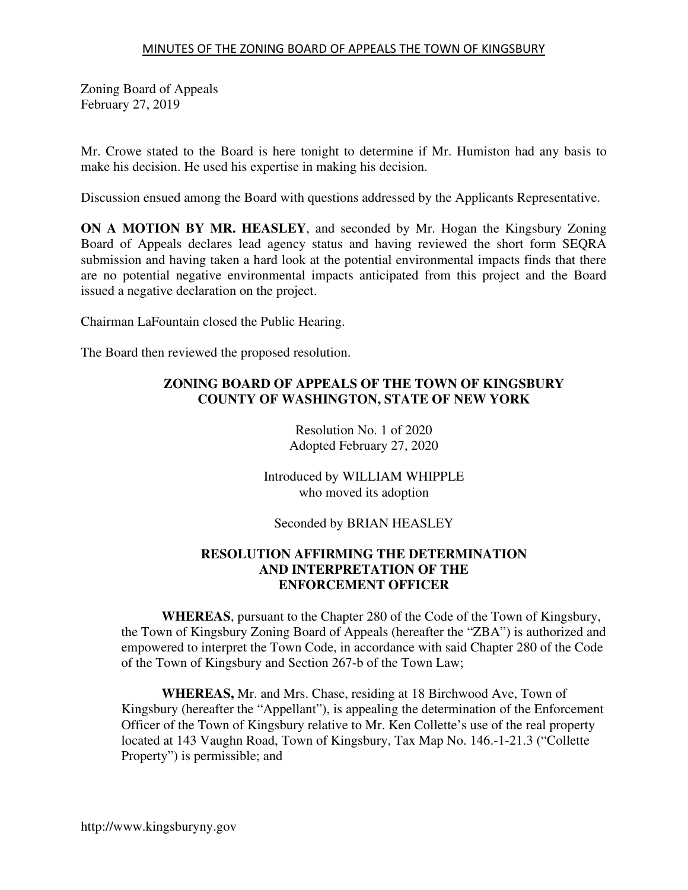Zoning Board of Appeals
February 27, 2019

Mr. Crowe stated to the Board is here tonight to determine if Mr. Humiston had any basis to make his decision. He used his expertise in making his decision.

Discussion ensued among the Board with questions addressed by the Applicants Representative.

**ON A MOTION BY MR. HEASLEY**, and seconded by Mr. Hogan the Kingsbury Zoning Board of Appeals declares lead agency status and having reviewed the short form SEQRA submission and having taken a hard look at the potential environmental impacts finds that there are no potential negative environmental impacts anticipated from this project and the Board issued a negative declaration on the project.

Chairman LaFountain closed the Public Hearing.

The Board then reviewed the proposed resolution.

**ZONING BOARD OF APPEALS OF THE TOWN OF KINGSBURY**
**COUNTY OF WASHINGTON, STATE OF NEW YORK**

Resolution No. 1 of 2020
Adopted February 27, 2020

Introduced by WILLIAM WHIPPLE
who moved its adoption

Seconded by BRIAN HEASLEY

**RESOLUTION AFFIRMING THE DETERMINATION AND INTERPRETATION OF THE ENFORCEMENT OFFICER**

**WHEREAS**, pursuant to the Chapter 280 of the Code of the Town of Kingsbury, the Town of Kingsbury Zoning Board of Appeals (hereafter the "ZBA") is authorized and empowered to interpret the Town Code, in accordance with said Chapter 280 of the Code of the Town of Kingsbury and Section 267-b of the Town Law;

**WHEREAS,** Mr. and Mrs. Chase, residing at 18 Birchwood Ave, Town of Kingsbury (hereafter the "Appellant"), is appealing the determination of the Enforcement Officer of the Town of Kingsbury relative to Mr. Ken Collette's use of the real property located at 143 Vaughn Road, Town of Kingsbury, Tax Map No. 146.-1-21.3 ("Collette Property") is permissible; and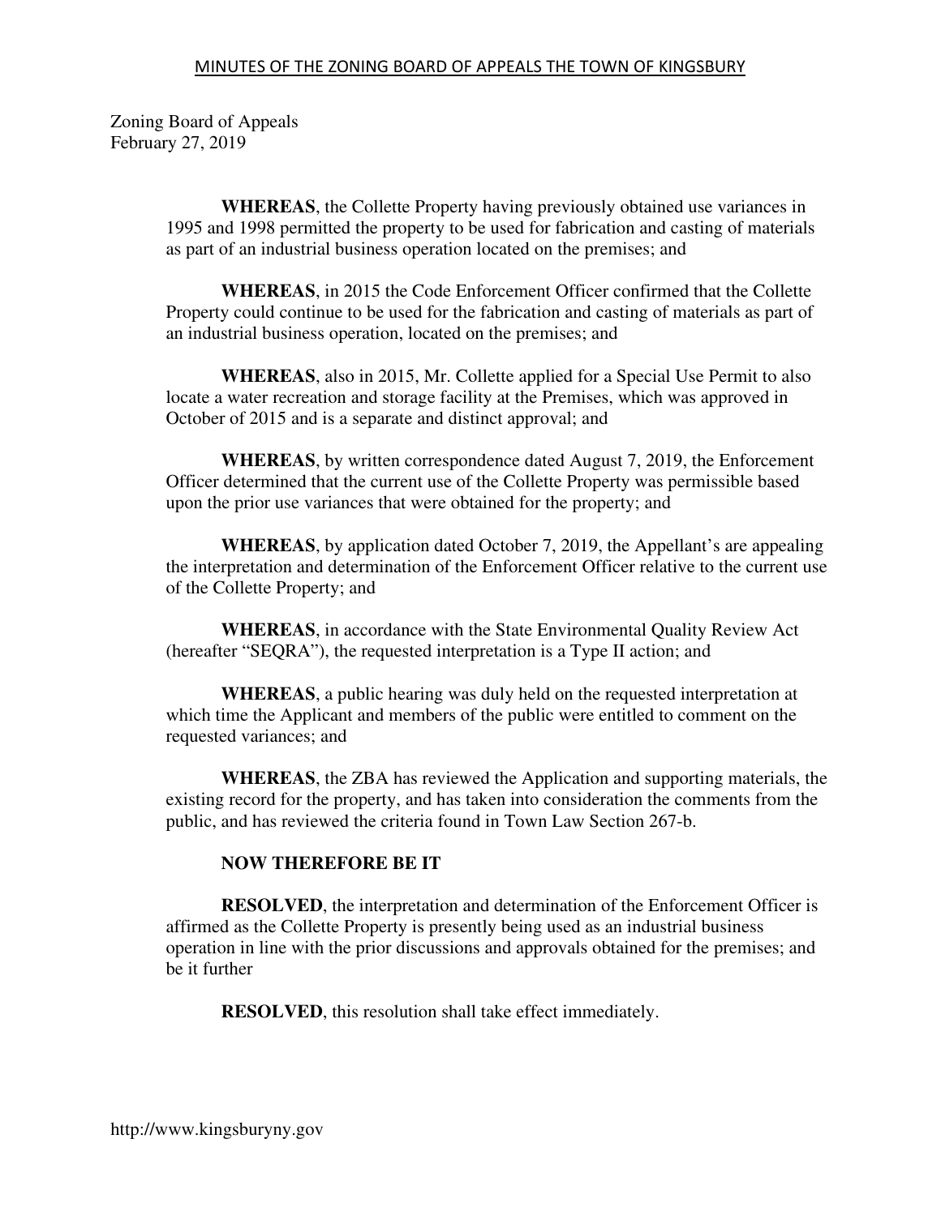Zoning Board of Appeals
February 27, 2019

**WHEREAS**, the Collette Property having previously obtained use variances in 1995 and 1998 permitted the property to be used for fabrication and casting of materials as part of an industrial business operation located on the premises; and

**WHEREAS**, in 2015 the Code Enforcement Officer confirmed that the Collette Property could continue to be used for the fabrication and casting of materials as part of an industrial business operation, located on the premises; and

**WHEREAS**, also in 2015, Mr. Collette applied for a Special Use Permit to also locate a water recreation and storage facility at the Premises, which was approved in October of 2015 and is a separate and distinct approval; and

**WHEREAS**, by written correspondence dated August 7, 2019, the Enforcement Officer determined that the current use of the Collette Property was permissible based upon the prior use variances that were obtained for the property; and

**WHEREAS**, by application dated October 7, 2019, the Appellant's are appealing the interpretation and determination of the Enforcement Officer relative to the current use of the Collette Property; and

**WHEREAS**, in accordance with the State Environmental Quality Review Act (hereafter "SEQRA"), the requested interpretation is a Type II action; and

**WHEREAS**, a public hearing was duly held on the requested interpretation at which time the Applicant and members of the public were entitled to comment on the requested variances; and

**WHEREAS**, the ZBA has reviewed the Application and supporting materials, the existing record for the property, and has taken into consideration the comments from the public, and has reviewed the criteria found in Town Law Section 267-b.

**NOW THEREFORE BE IT**

**RESOLVED**, the interpretation and determination of the Enforcement Officer is affirmed as the Collette Property is presently being used as an industrial business operation in line with the prior discussions and approvals obtained for the premises; and be it further

**RESOLVED**, this resolution shall take effect immediately.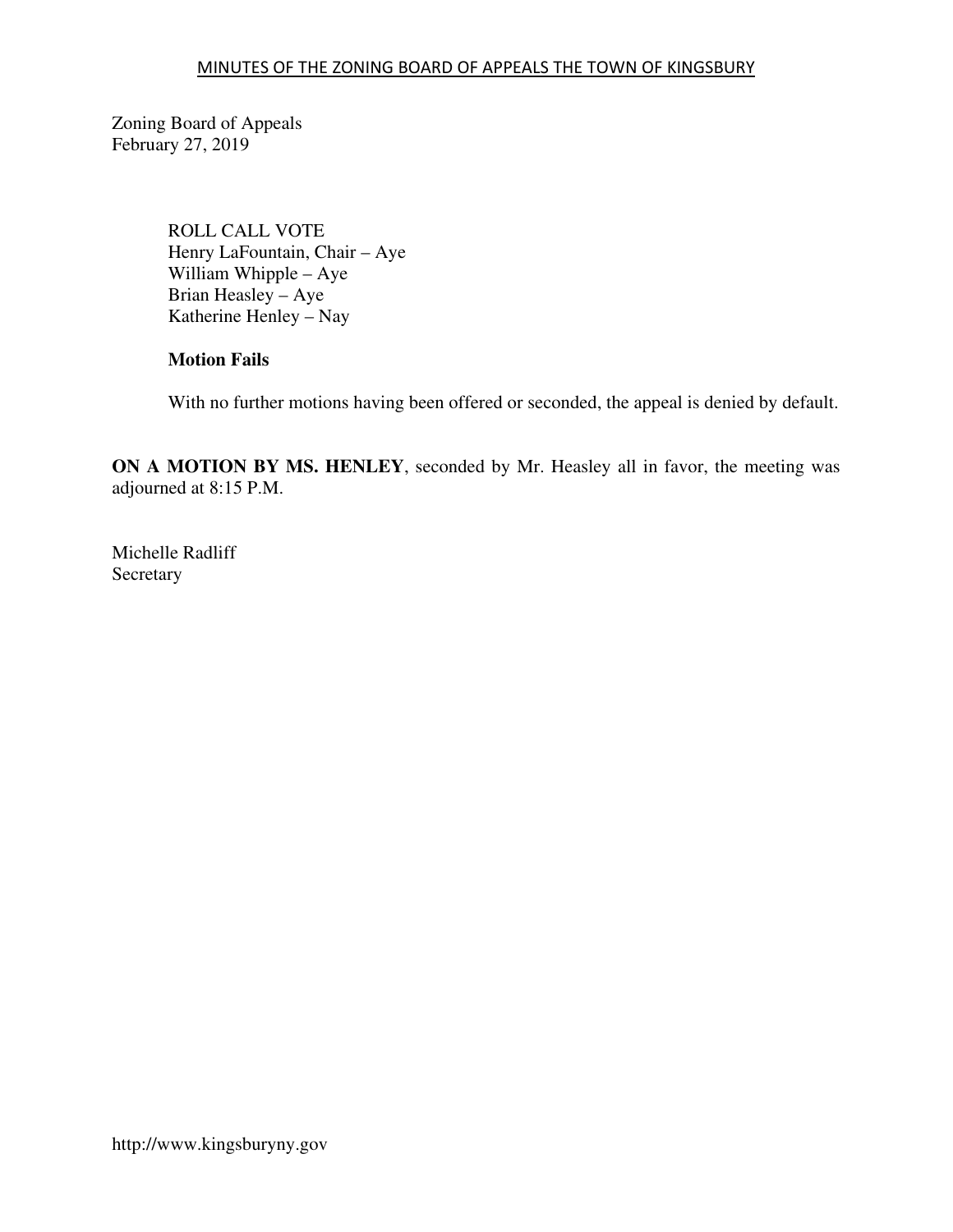Zoning Board of Appeals
February 27, 2019

ROLL CALL VOTE
Henry LaFountain, Chair – Aye
William Whipple – Aye
Brian Heasley – Aye
Katherine Henley – Nay

**Motion Fails**

With no further motions having been offered or seconded, the appeal is denied by default.

**ON A MOTION BY MS. HENLEY**, seconded by Mr. Heasley all in favor, the meeting was adjourned at 8:15 P.M.

Michelle Radliff
Secretary